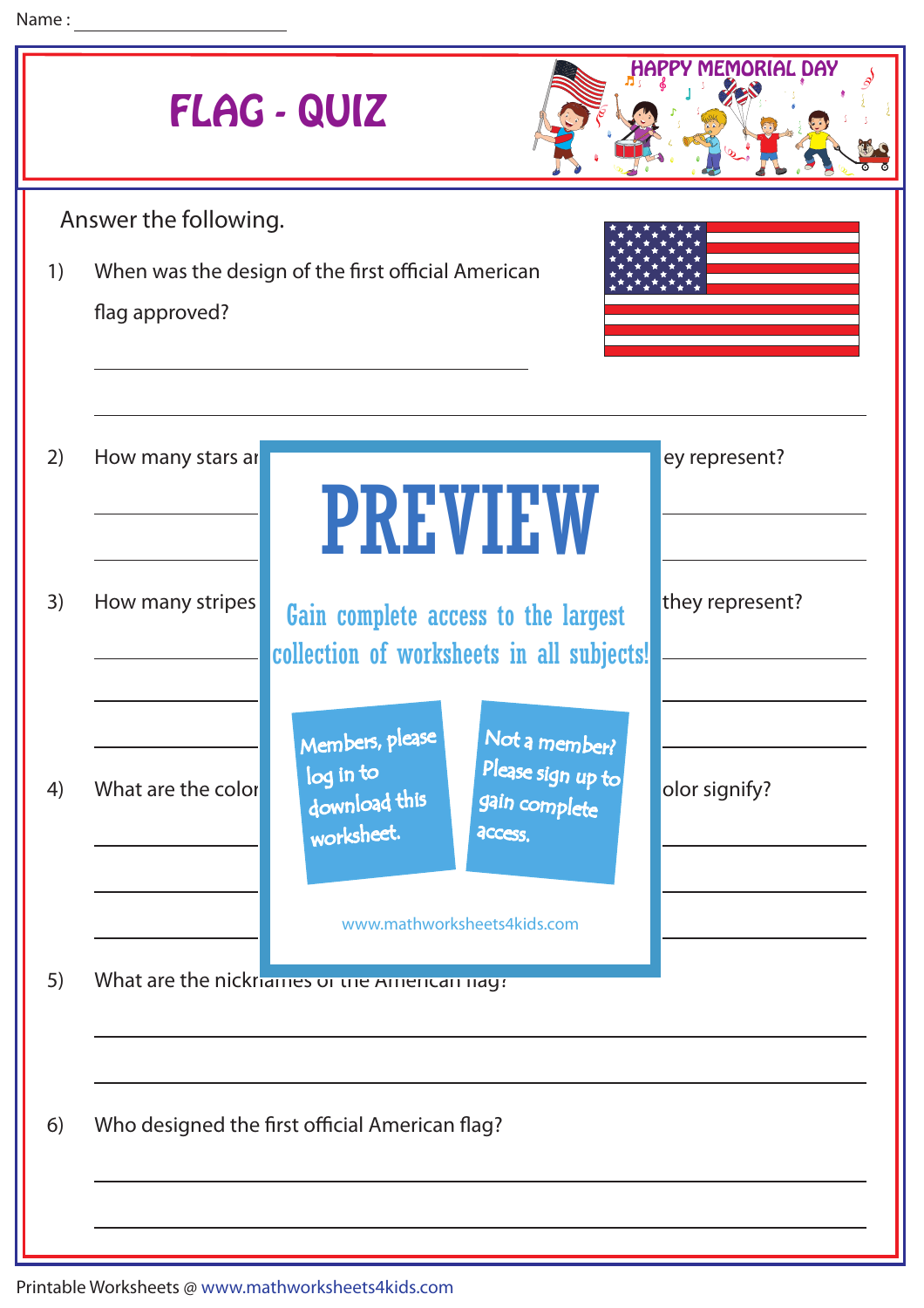Name : ____________________

# FLAG - QUIZ

HAPPY MEMORIAL DAY

Answer the following.

1) When was the design of the first official American flag approved?

____________________________________________

____________________________________________

2) How many stars ar ey represent?

____________________________________________

____________________________________________

3) How many stripes they represent?

____________________________________________

____________________________________________

____________________________________________

4) What are the color olor signify?

____________________________________________

____________________________________________

____________________________________________

PREVIEW

Gain complete access to the largest collection of worksheets in all subjects!

Members, please log in to download this worksheet.

Not a member? Please sign up to gain complete access.

www.mathworksheets4kids.com

5) What are the nicknames of the American flag?

____________________________________________

____________________________________________

6) Who designed the first official American flag?

____________________________________________

____________________________________________

Printable Worksheets @ www.mathworksheets4kids.com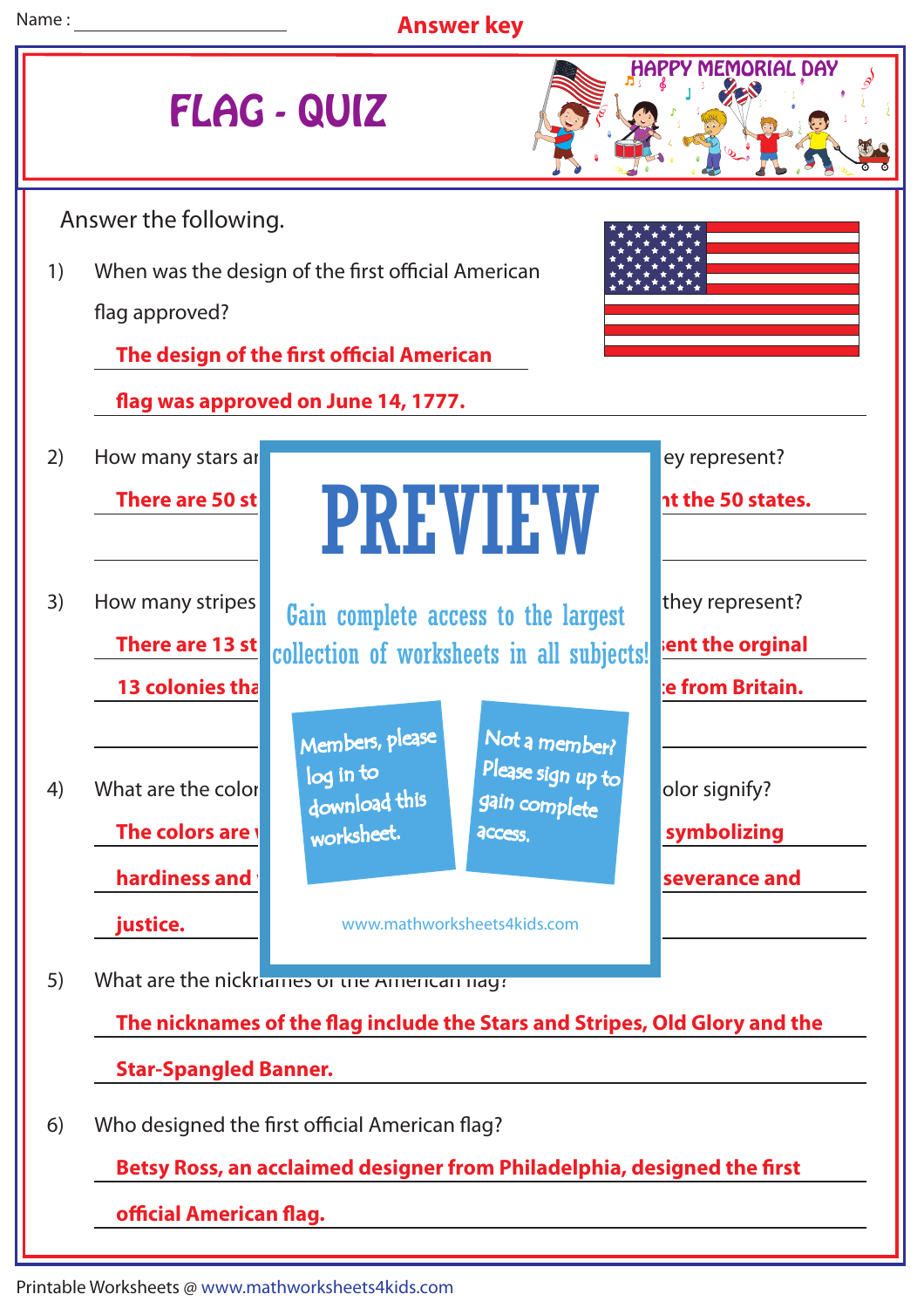Name : ____________________

**Answer key**

# FLAG - QUIZ

HAPPY MEMORIAL DAY

Answer the following.

1) When was the design of the first official American flag approved?

   **The design of the first official American flag was approved on June 14, 1777.**

2) How many stars ar ... ey represent?

   **There are 50 st ... nt the 50 states.**

3) How many stripes ... they represent?

   **There are 13 st ... ent the orginal 13 colonies tha ... e from Britain.**

4) What are the color ... olor signify?

   **The colors are ... symbolizing hardiness and ... severance and justice.**

PREVIEW

Gain complete access to the largest collection of worksheets in all subjects!

Members, please log in to download this worksheet.

Not a member? Please sign up to gain complete access.

www.mathworksheets4kids.com

5) What are the nicknames of the American flag?

   **The nicknames of the flag include the Stars and Stripes, Old Glory and the Star-Spangled Banner.**

6) Who designed the first official American flag?

   **Betsy Ross, an acclaimed designer from Philadelphia, designed the first official American flag.**

Printable Worksheets @ www.mathworksheets4kids.com